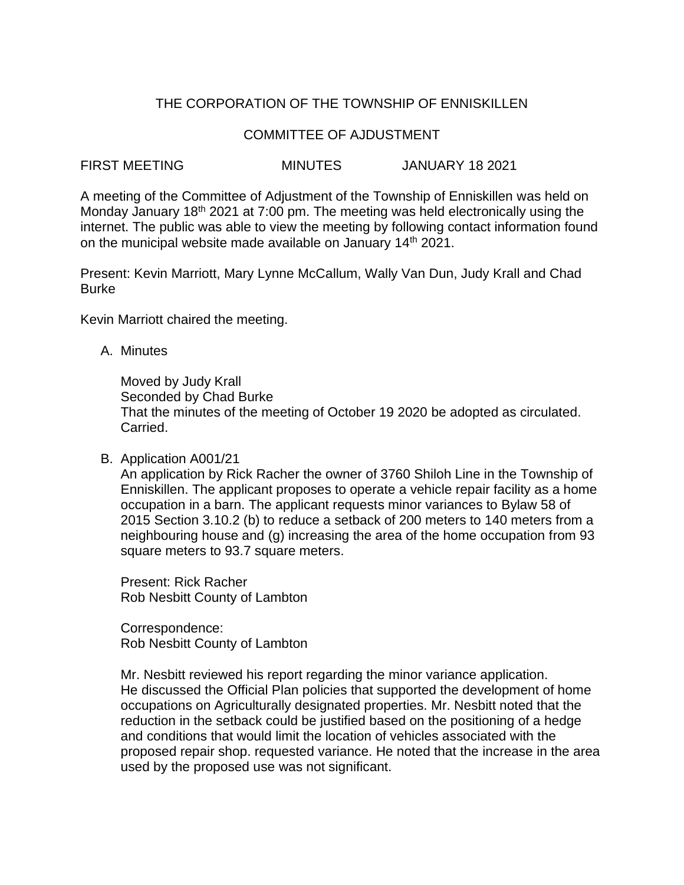THE CORPORATION OF THE TOWNSHIP OF ENNISKILLEN

COMMITTEE OF AJDUSTMENT

FIRST MEETING MINUTES JANUARY 18 2021

A meeting of the Committee of Adjustment of the Township of Enniskillen was held on Monday January 18th 2021 at 7:00 pm. The meeting was held electronically using the internet. The public was able to view the meeting by following contact information found on the municipal website made available on January 14th 2021.

Present: Kevin Marriott, Mary Lynne McCallum, Wally Van Dun, Judy Krall and Chad Burke

Kevin Marriott chaired the meeting.

A. Minutes

Moved by Judy Krall
Seconded by Chad Burke
That the minutes of the meeting of October 19 2020 be adopted as circulated.
Carried.

B. Application A001/21

An application by Rick Racher the owner of 3760 Shiloh Line in the Township of Enniskillen. The applicant proposes to operate a vehicle repair facility as a home occupation in a barn. The applicant requests minor variances to Bylaw 58 of 2015 Section 3.10.2 (b) to reduce a setback of 200 meters to 140 meters from a neighbouring house and (g) increasing the area of the home occupation from 93 square meters to 93.7 square meters.

Present: Rick Racher
Rob Nesbitt County of Lambton

Correspondence:
Rob Nesbitt County of Lambton

Mr. Nesbitt reviewed his report regarding the minor variance application. He discussed the Official Plan policies that supported the development of home occupations on Agriculturally designated properties. Mr. Nesbitt noted that the reduction in the setback could be justified based on the positioning of a hedge and conditions that would limit the location of vehicles associated with the proposed repair shop. requested variance. He noted that the increase in the area used by the proposed use was not significant.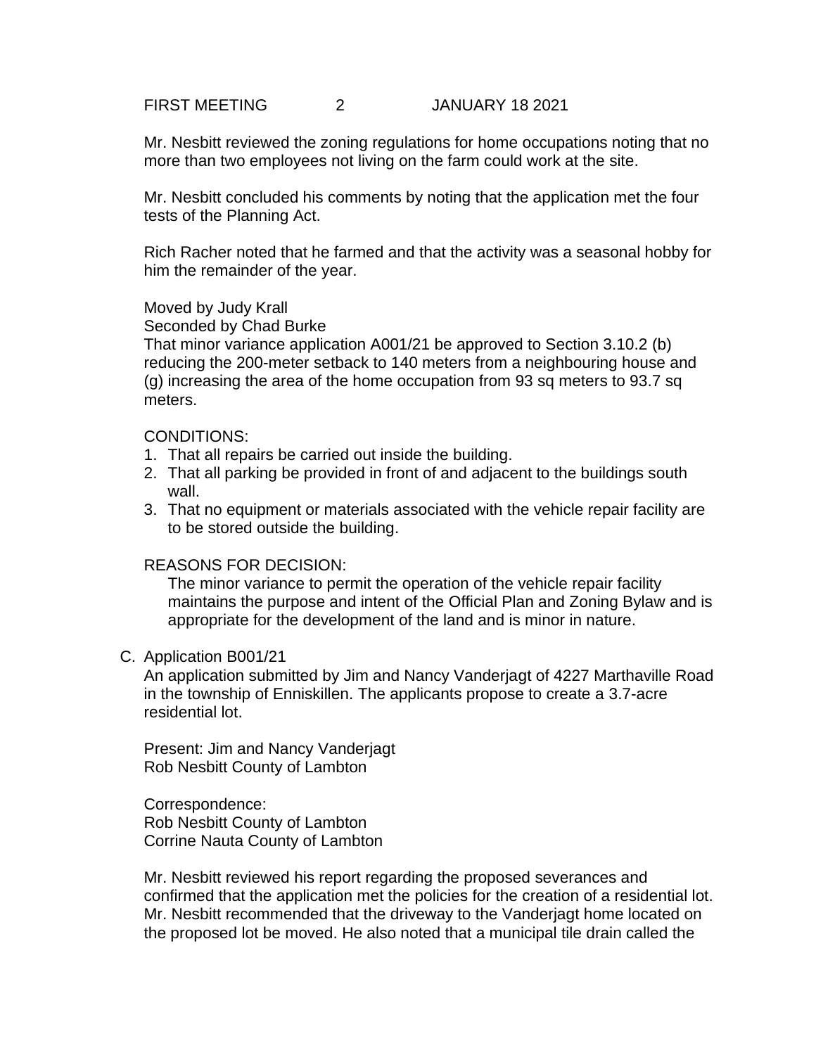Mr. Nesbitt reviewed the zoning regulations for home occupations noting that no more than two employees not living on the farm could work at the site.

Mr. Nesbitt concluded his comments by noting that the application met the four tests of the Planning Act.

Rich Racher noted that he farmed and that the activity was a seasonal hobby for him the remainder of the year.

Moved by Judy Krall
Seconded by Chad Burke
That minor variance application A001/21 be approved to Section 3.10.2 (b) reducing the 200-meter setback to 140 meters from a neighbouring house and (g) increasing the area of the home occupation from 93 sq meters to 93.7 sq meters.

CONDITIONS:

1. That all repairs be carried out inside the building.
2. That all parking be provided in front of and adjacent to the buildings south wall.
3. That no equipment or materials associated with the vehicle repair facility are to be stored outside the building.

REASONS FOR DECISION:

The minor variance to permit the operation of the vehicle repair facility maintains the purpose and intent of the Official Plan and Zoning Bylaw and is appropriate for the development of the land and is minor in nature.

C. Application B001/21
An application submitted by Jim and Nancy Vanderjagt of 4227 Marthaville Road in the township of Enniskillen. The applicants propose to create a 3.7-acre residential lot.

Present: Jim and Nancy Vanderjagt
Rob Nesbitt County of Lambton

Correspondence:
Rob Nesbitt County of Lambton
Corrine Nauta County of Lambton

Mr. Nesbitt reviewed his report regarding the proposed severances and confirmed that the application met the policies for the creation of a residential lot. Mr. Nesbitt recommended that the driveway to the Vanderjagt home located on the proposed lot be moved. He also noted that a municipal tile drain called the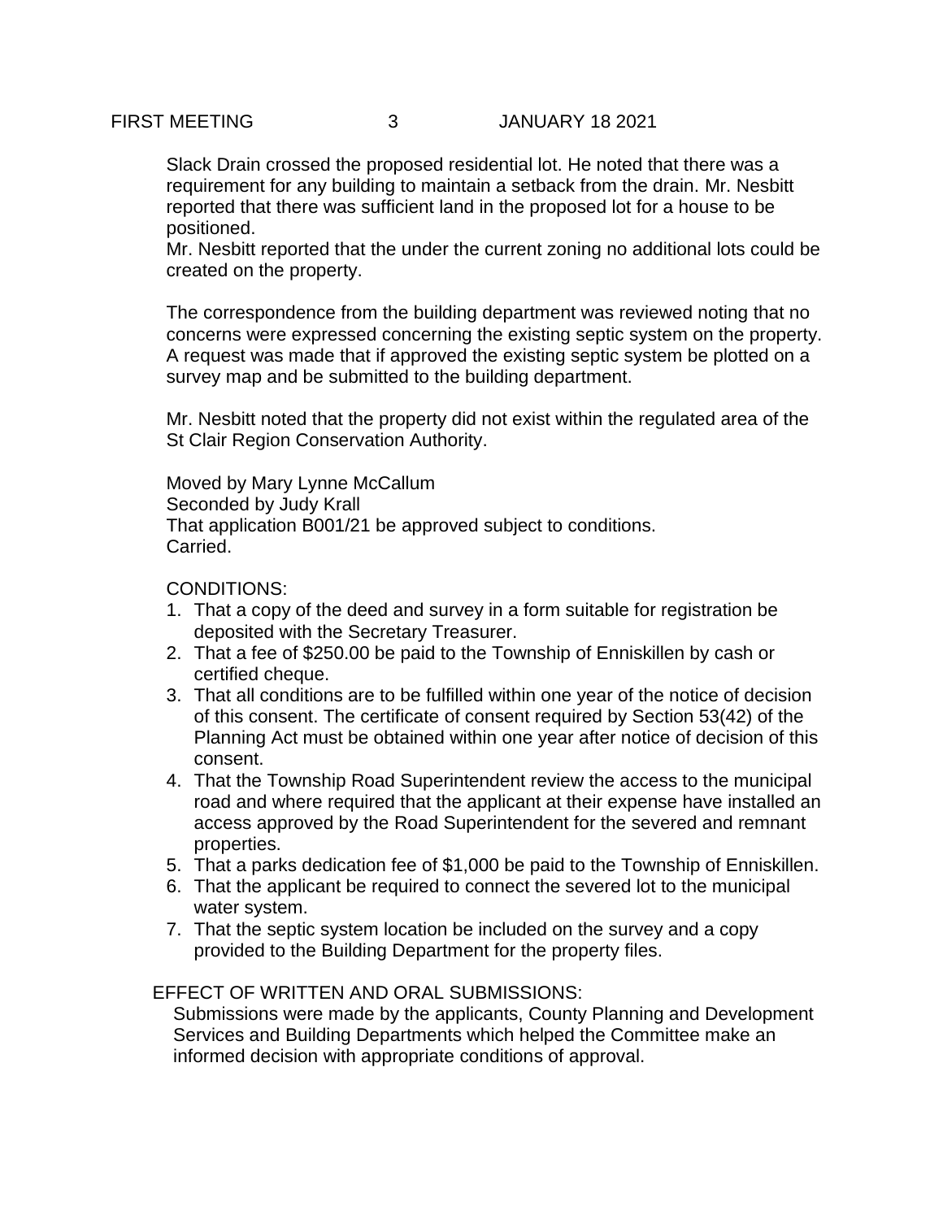Slack Drain crossed the proposed residential lot. He noted that there was a requirement for any building to maintain a setback from the drain. Mr. Nesbitt reported that there was sufficient land in the proposed lot for a house to be positioned.
Mr. Nesbitt reported that the under the current zoning no additional lots could be created on the property.

The correspondence from the building department was reviewed noting that no concerns were expressed concerning the existing septic system on the property. A request was made that if approved the existing septic system be plotted on a survey map and be submitted to the building department.

Mr. Nesbitt noted that the property did not exist within the regulated area of the St Clair Region Conservation Authority.

Moved by Mary Lynne McCallum
Seconded by Judy Krall
That application B001/21 be approved subject to conditions.
Carried.

CONDITIONS:

1. That a copy of the deed and survey in a form suitable for registration be deposited with the Secretary Treasurer.
2. That a fee of $250.00 be paid to the Township of Enniskillen by cash or certified cheque.
3. That all conditions are to be fulfilled within one year of the notice of decision of this consent. The certificate of consent required by Section 53(42) of the Planning Act must be obtained within one year after notice of decision of this consent.
4. That the Township Road Superintendent review the access to the municipal road and where required that the applicant at their expense have installed an access approved by the Road Superintendent for the severed and remnant properties.
5. That a parks dedication fee of $1,000 be paid to the Township of Enniskillen.
6. That the applicant be required to connect the severed lot to the municipal water system.
7. That the septic system location be included on the survey and a copy provided to the Building Department for the property files.

EFFECT OF WRITTEN AND ORAL SUBMISSIONS:

Submissions were made by the applicants, County Planning and Development Services and Building Departments which helped the Committee make an informed decision with appropriate conditions of approval.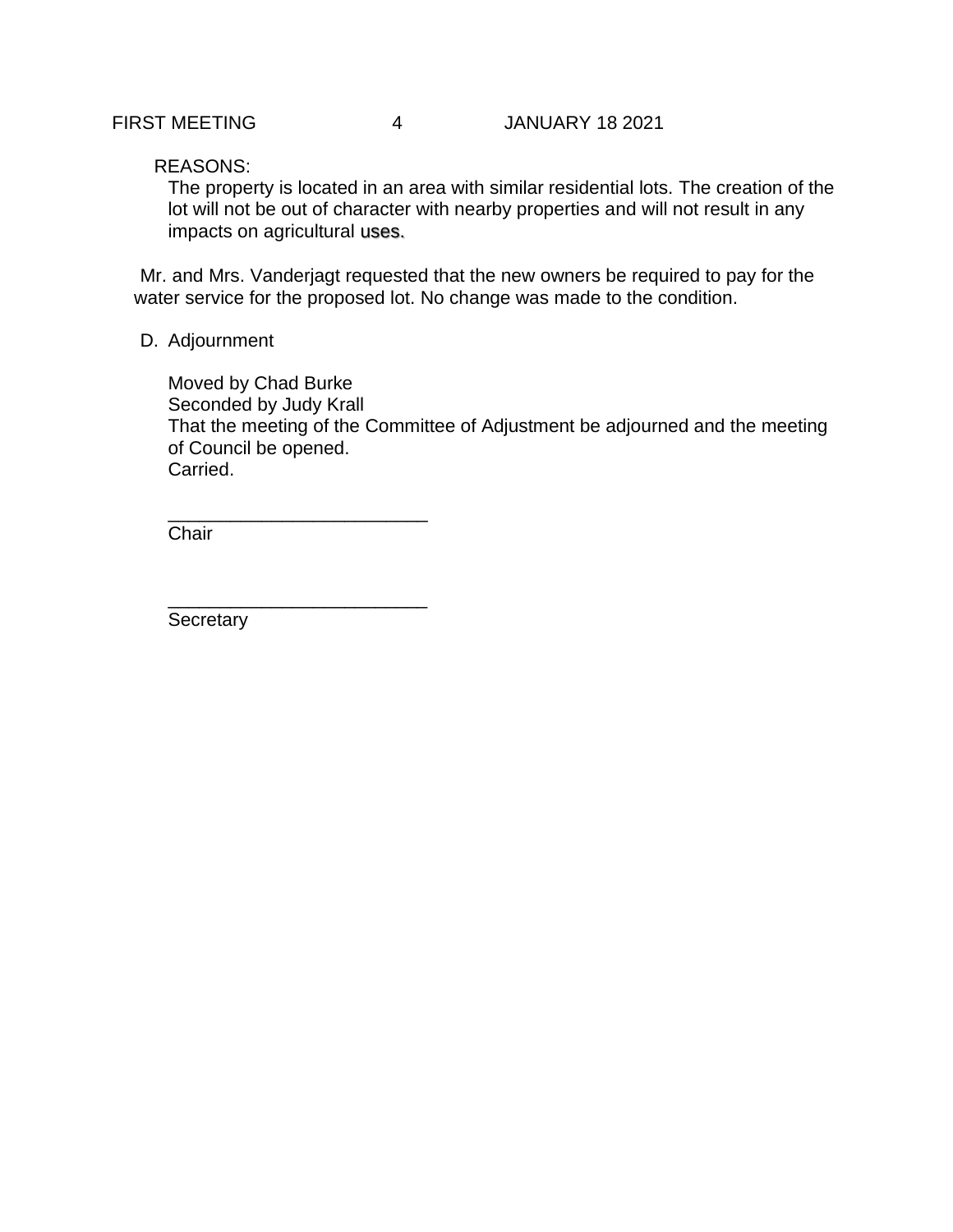REASONS:

The property is located in an area with similar residential lots. The creation of the lot will not be out of character with nearby properties and will not result in any impacts on agricultural uses.

Mr. and Mrs. Vanderjagt requested that the new owners be required to pay for the water service for the proposed lot. No change was made to the condition.

D. Adjournment

Moved by Chad Burke
Seconded by Judy Krall
That the meeting of the Committee of Adjustment be adjourned and the meeting of Council be opened.
Carried.

_________________________
Chair

_________________________
Secretary